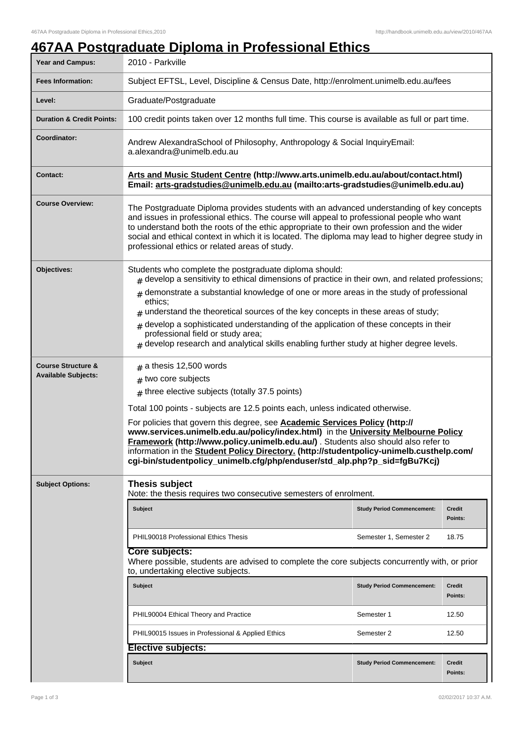# 467AA Postgraduate Diploma in Professional Ethics

| | |
|---|---|
| **Year and Campus:** | 2010 - Parkville |
| **Fees Information:** | Subject EFTSL, Level, Discipline & Census Date, http://enrolment.unimelb.edu.au/fees |
| **Level:** | Graduate/Postgraduate |
| **Duration & Credit Points:** | 100 credit points taken over 12 months full time. This course is available as full or part time. |
| **Coordinator:** | Andrew AlexandraSchool of Philosophy, Anthropology & Social InquiryEmail: a.alexandra@unimelb.edu.au |
| **Contact:** | **Arts and Music Student Centre (http://www.arts.unimelb.edu.au/about/contact.html) Email: arts-gradstudies@unimelb.edu.au (mailto:arts-gradstudies@unimelb.edu.au)** |
| **Course Overview:** | The Postgraduate Diploma provides students with an advanced understanding of key concepts and issues in professional ethics. The course will appeal to professional people who want to understand both the roots of the ethic appropriate to their own profession and the wider social and ethical context in which it is located. The diploma may lead to higher degree study in professional ethics or related areas of study. |
| **Objectives:** | Students who complete the postgraduate diploma should:<br># develop a sensitivity to ethical dimensions of practice in their own, and related professions;<br># demonstrate a substantial knowledge of one or more areas in the study of professional ethics;<br># understand the theoretical sources of the key concepts in these areas of study;<br># develop a sophisticated understanding of the application of these concepts in their professional field or study area;<br># develop research and analytical skills enabling further study at higher degree levels. |
| **Course Structure & Available Subjects:** | # a thesis 12,500 words<br># two core subjects<br># three elective subjects (totally 37.5 points)<br><br>Total 100 points - subjects are 12.5 points each, unless indicated otherwise.<br><br>For policies that govern this degree, see **Academic Services Policy (http://www.services.unimelb.edu.au/policy/index.html)** in the **University Melbourne Policy Framework (http://www.policy.unimelb.edu.au/)** . Students also should also refer to information in the **Student Policy Directory. (http://studentpolicy-unimelb.custhelp.com/cgi-bin/studentpolicy_unimelb.cfg/php/enduser/std_alp.php?p_sid=fgBu7Kcj)** |

**Subject Options:**

### Thesis subject

Note: the thesis requires two consecutive semesters of enrolment.

| Subject | Study Period Commencement: | Credit Points: |
|---|---|---|
| PHIL90018 Professional Ethics Thesis | Semester 1, Semester 2 | 18.75 |

### Core subjects:

Where possible, students are advised to complete the core subjects concurrently with, or prior to, undertaking elective subjects.

| Subject | Study Period Commencement: | Credit Points: |
|---|---|---|
| PHIL90004 Ethical Theory and Practice | Semester 1 | 12.50 |
| PHIL90015 Issues in Professional & Applied Ethics | Semester 2 | 12.50 |

### Elective subjects:

| Subject | Study Period Commencement: | Credit Points: |
|---|---|---|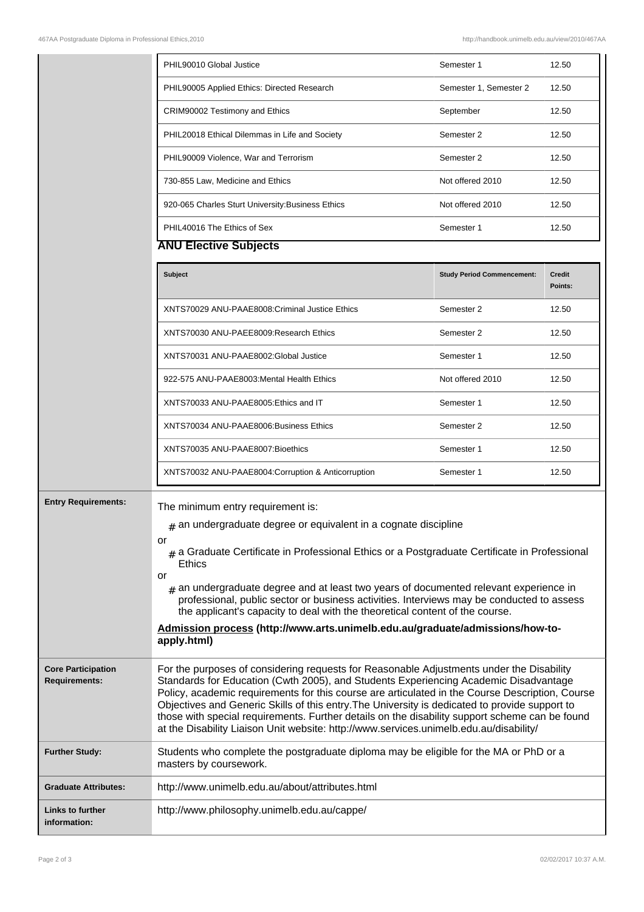| | | |
|---|---|---|
| PHIL90010 Global Justice | Semester 1 | 12.50 |
| PHIL90005 Applied Ethics: Directed Research | Semester 1, Semester 2 | 12.50 |
| CRIM90002 Testimony and Ethics | September | 12.50 |
| PHIL20018 Ethical Dilemmas in Life and Society | Semester 2 | 12.50 |
| PHIL90009 Violence, War and Terrorism | Semester 2 | 12.50 |
| 730-855 Law, Medicine and Ethics | Not offered 2010 | 12.50 |
| 920-065 Charles Sturt University:Business Ethics | Not offered 2010 | 12.50 |
| PHIL40016 The Ethics of Sex | Semester 1 | 12.50 |

### ANU Elective Subjects

| Subject | Study Period Commencement: | Credit Points: |
|---|---|---|
| XNTS70029 ANU-PAAE8008:Criminal Justice Ethics | Semester 2 | 12.50 |
| XNTS70030 ANU-PAEE8009:Research Ethics | Semester 2 | 12.50 |
| XNTS70031 ANU-PAAE8002:Global Justice | Semester 1 | 12.50 |
| 922-575 ANU-PAAE8003:Mental Health Ethics | Not offered 2010 | 12.50 |
| XNTS70033 ANU-PAAE8005:Ethics and IT | Semester 1 | 12.50 |
| XNTS70034 ANU-PAAE8006:Business Ethics | Semester 2 | 12.50 |
| XNTS70035 ANU-PAAE8007:Bioethics | Semester 1 | 12.50 |
| XNTS70032 ANU-PAAE8004:Corruption & Anticorruption | Semester 1 | 12.50 |

**Entry Requirements:**

The minimum entry requirement is:

- an undergraduate degree or equivalent in a cognate discipline

or

- a Graduate Certificate in Professional Ethics or a Postgraduate Certificate in Professional Ethics

or

- an undergraduate degree and at least two years of documented relevant experience in professional, public sector or business activities. Interviews may be conducted to assess the applicant's capacity to deal with the theoretical content of the course.

**Admission process (http://www.arts.unimelb.edu.au/graduate/admissions/how-to-apply.html)**

**Core Participation Requirements:**

For the purposes of considering requests for Reasonable Adjustments under the Disability Standards for Education (Cwth 2005), and Students Experiencing Academic Disadvantage Policy, academic requirements for this course are articulated in the Course Description, Course Objectives and Generic Skills of this entry.The University is dedicated to provide support to those with special requirements. Further details on the disability support scheme can be found at the Disability Liaison Unit website: http://www.services.unimelb.edu.au/disability/

**Further Study:**

Students who complete the postgraduate diploma may be eligible for the MA or PhD or a masters by coursework.

**Graduate Attributes:**

http://www.unimelb.edu.au/about/attributes.html

**Links to further information:**

http://www.philosophy.unimelb.edu.au/cappe/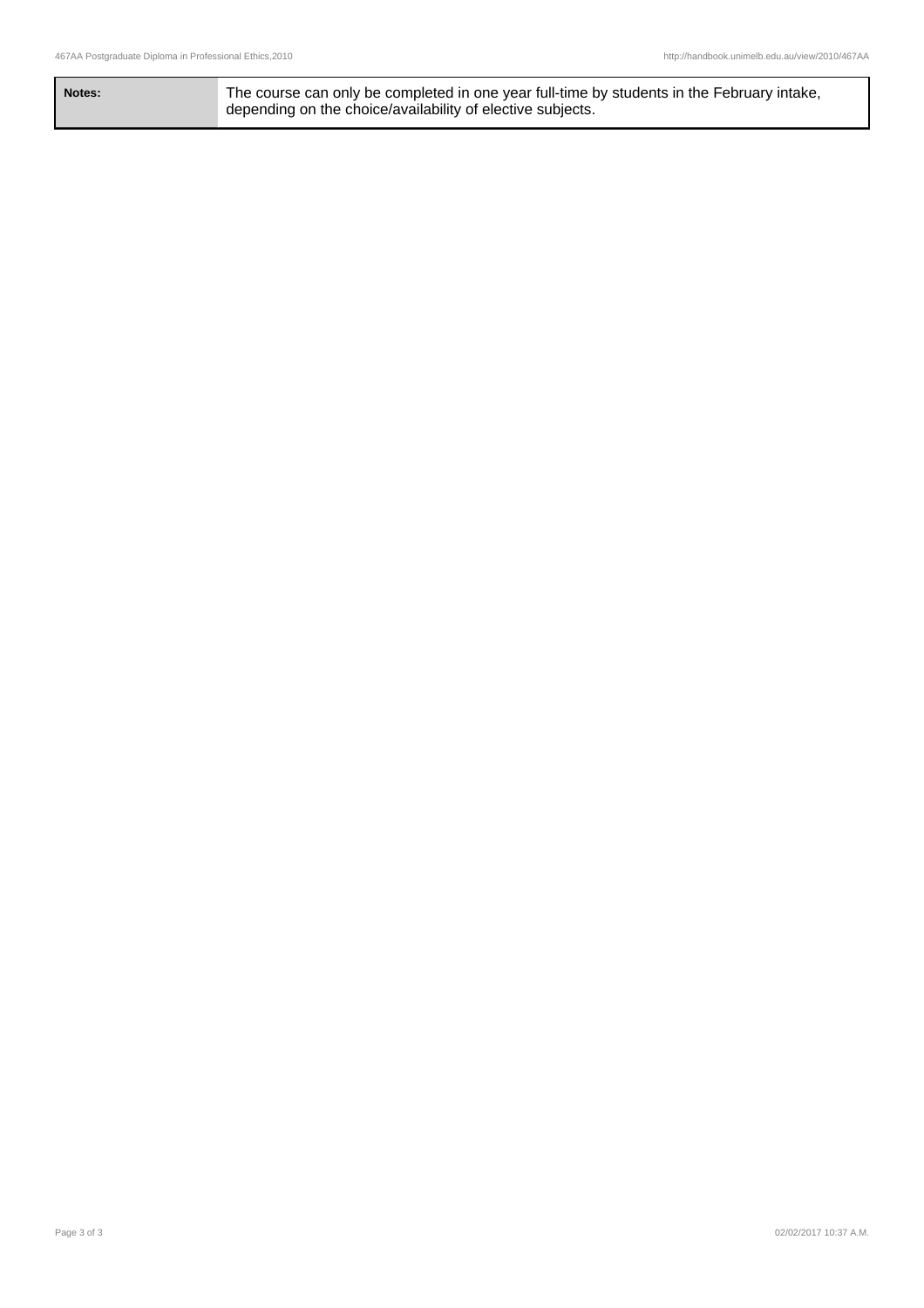| | |
| --- | --- |
| **Notes:** | The course can only be completed in one year full-time by students in the February intake, depending on the choice/availability of elective subjects. |